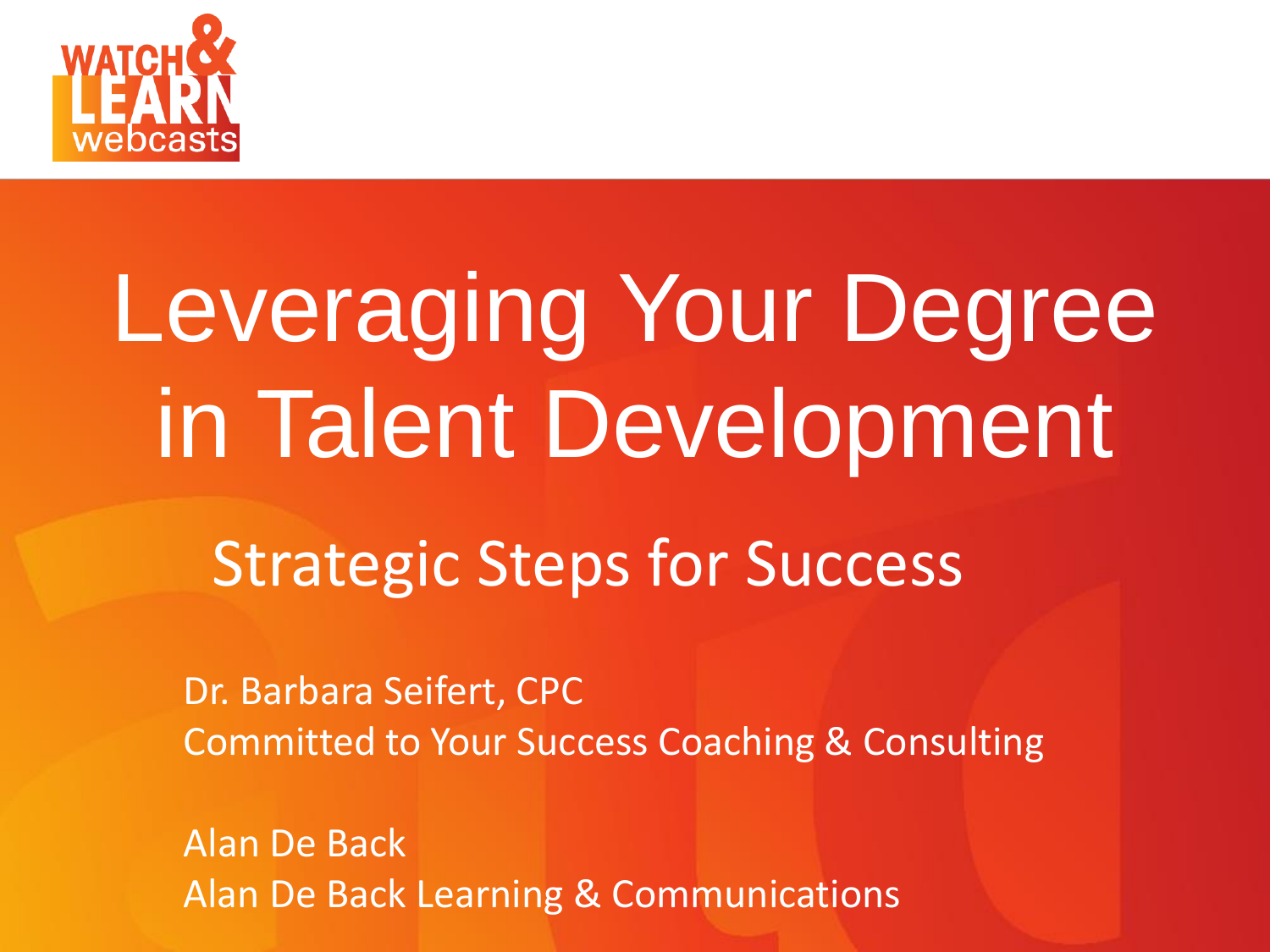WATCH & LEARN webcasts

# Leveraging Your Degree in Talent Development

## Strategic Steps for Success

Dr. Barbara Seifert, CPC
Committed to Your Success Coaching & Consulting

Alan De Back
Alan De Back Learning & Communications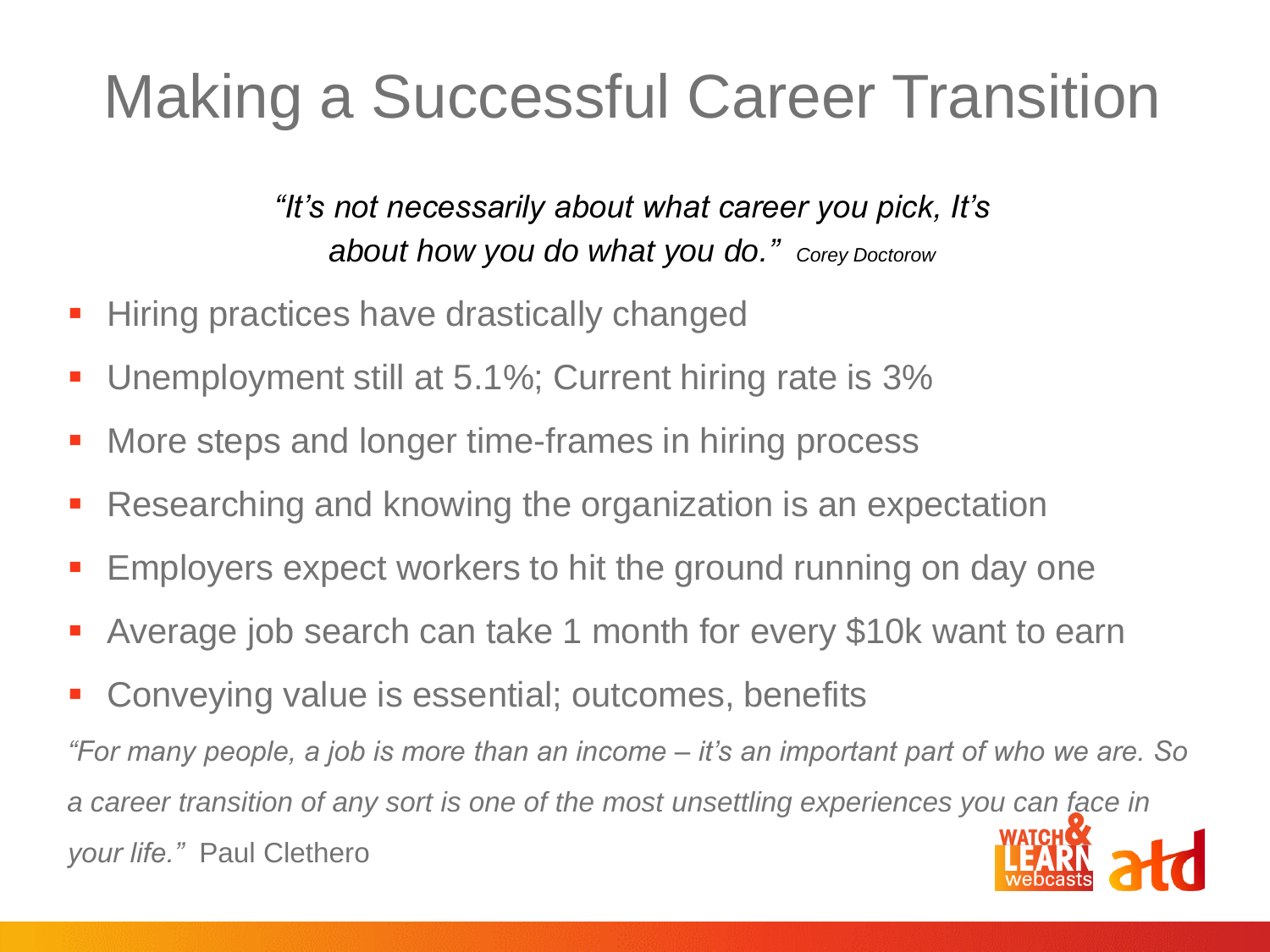# Making a Successful Career Transition

*"It's not necessarily about what career you pick, It's about how you do what you do."* Corey Doctorow

- Hiring practices have drastically changed
- Unemployment still at 5.1%; Current hiring rate is 3%
- More steps and longer time-frames in hiring process
- Researching and knowing the organization is an expectation
- Employers expect workers to hit the ground running on day one
- Average job search can take 1 month for every $10k want to earn
- Conveying value is essential; outcomes, benefits

*"For many people, a job is more than an income – it's an important part of who we are. So a career transition of any sort is one of the most unsettling experiences you can face in your life."* Paul Clethero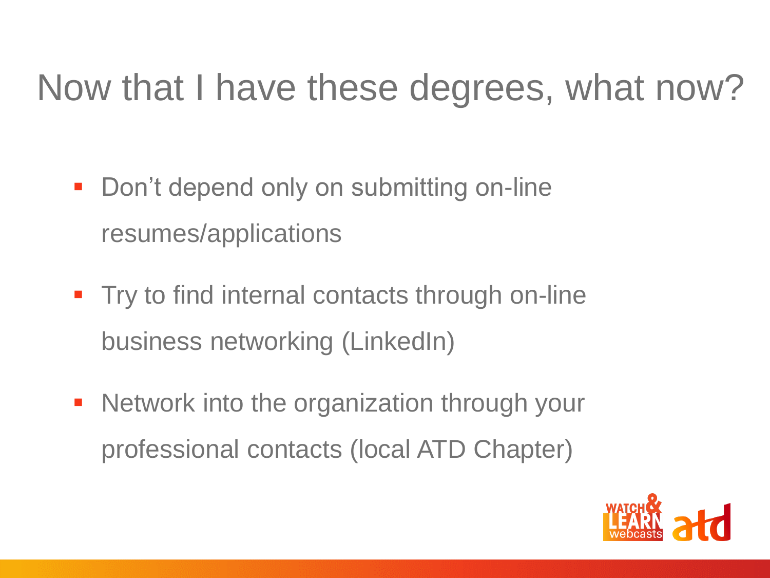# Now that I have these degrees, what now?

- Don't depend only on submitting on-line resumes/applications
- Try to find internal contacts through on-line business networking (LinkedIn)
- Network into the organization through your professional contacts (local ATD Chapter)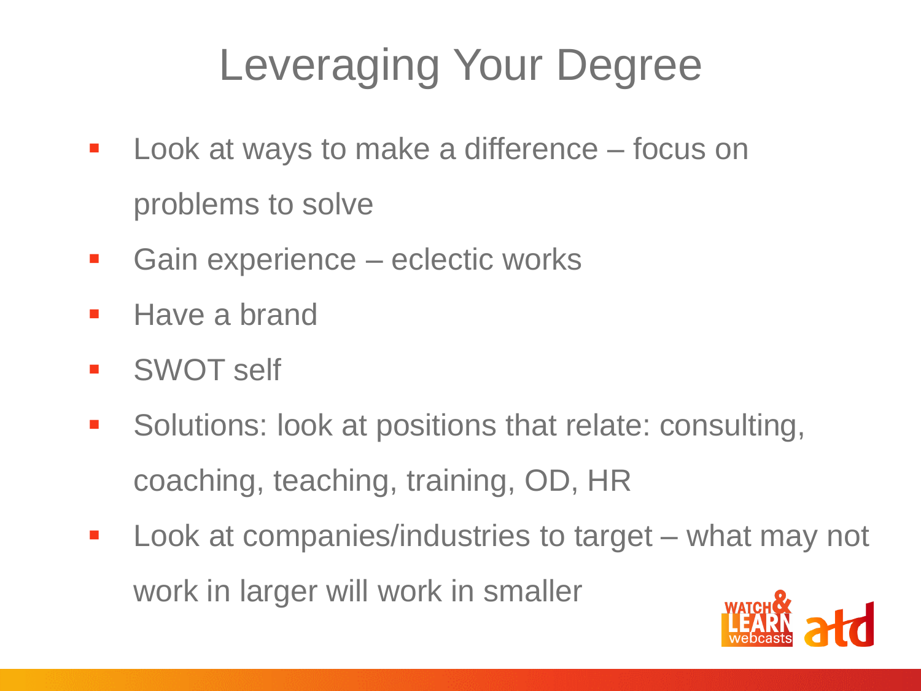# Leveraging Your Degree

- Look at ways to make a difference – focus on problems to solve
- Gain experience – eclectic works
- Have a brand
- SWOT self
- Solutions: look at positions that relate: consulting, coaching, teaching, training, OD, HR
- Look at companies/industries to target – what may not work in larger will work in smaller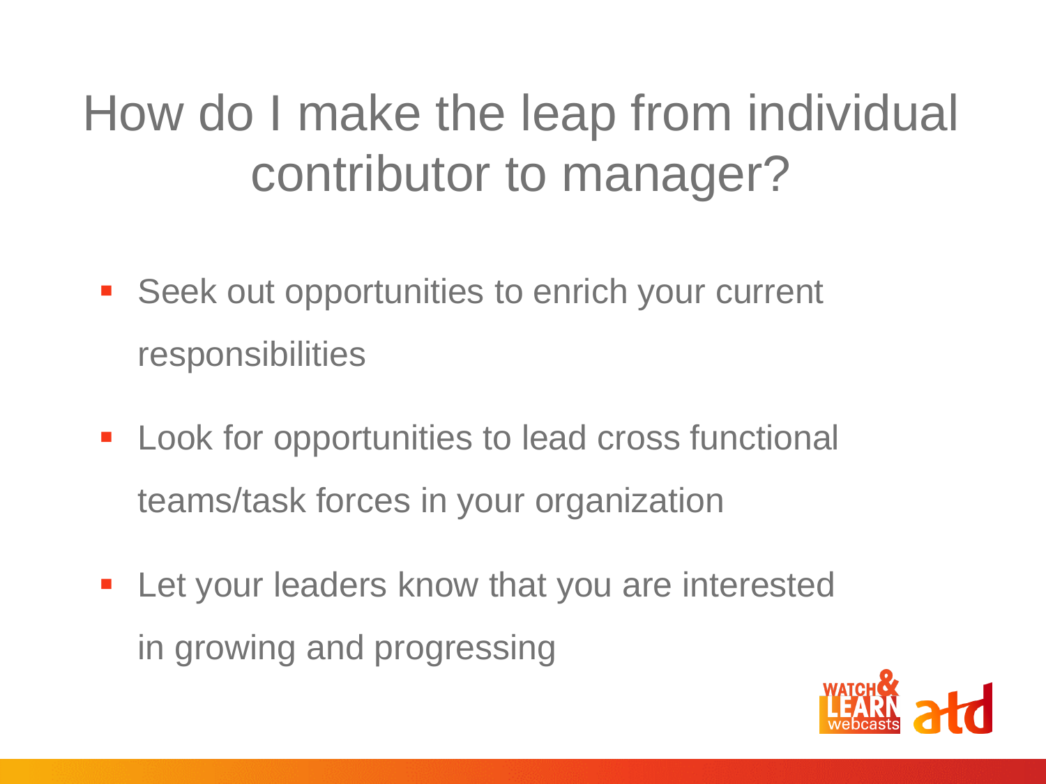# How do I make the leap from individual contributor to manager?

- Seek out opportunities to enrich your current responsibilities
- Look for opportunities to lead cross functional teams/task forces in your organization
- Let your leaders know that you are interested in growing and progressing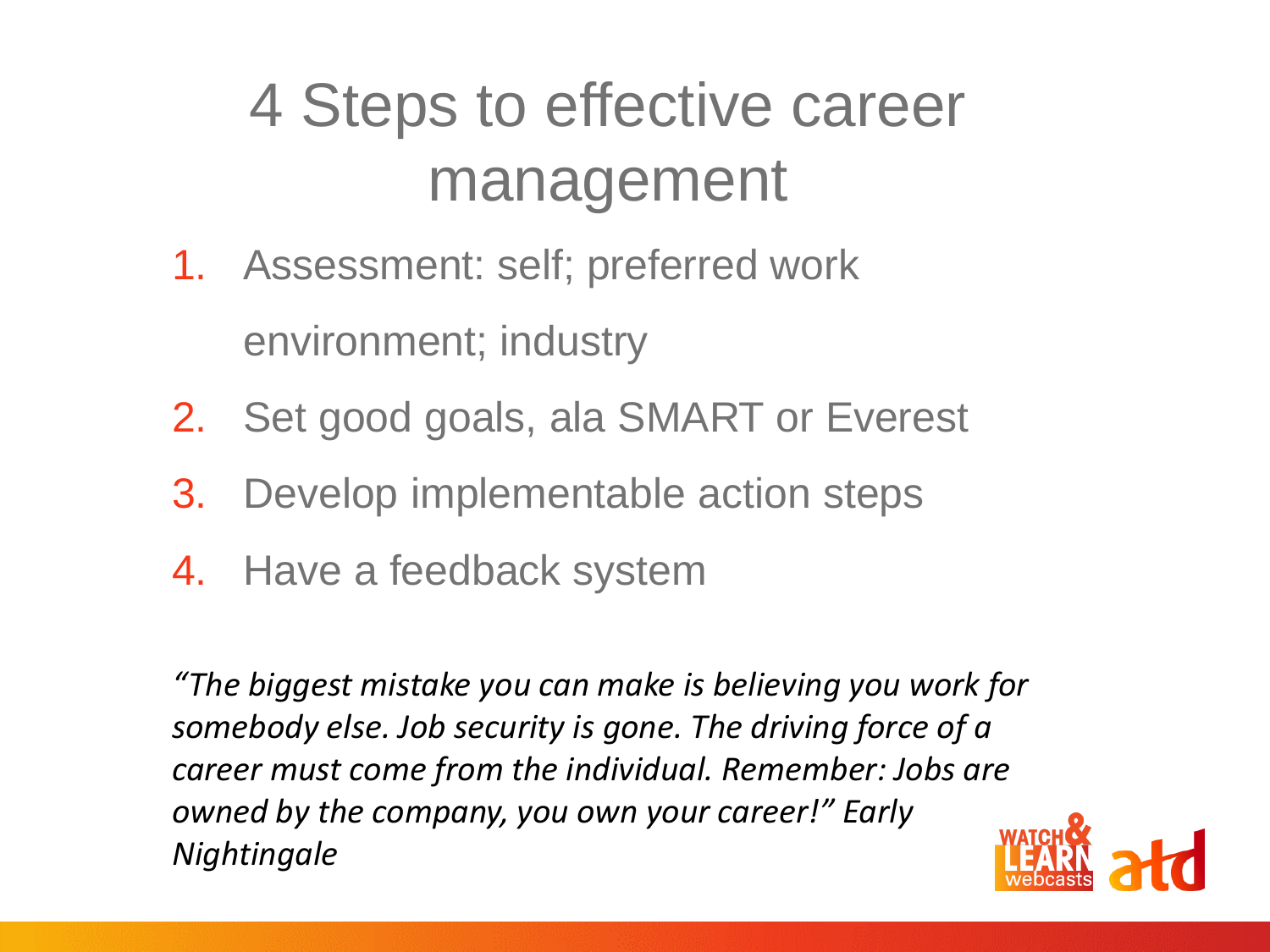# 4 Steps to effective career management

1. Assessment: self; preferred work environment; industry
2. Set good goals, ala SMART or Everest
3. Develop implementable action steps
4. Have a feedback system

*"The biggest mistake you can make is believing you work for somebody else. Job security is gone. The driving force of a career must come from the individual. Remember: Jobs are owned by the company, you own your career!" Early Nightingale*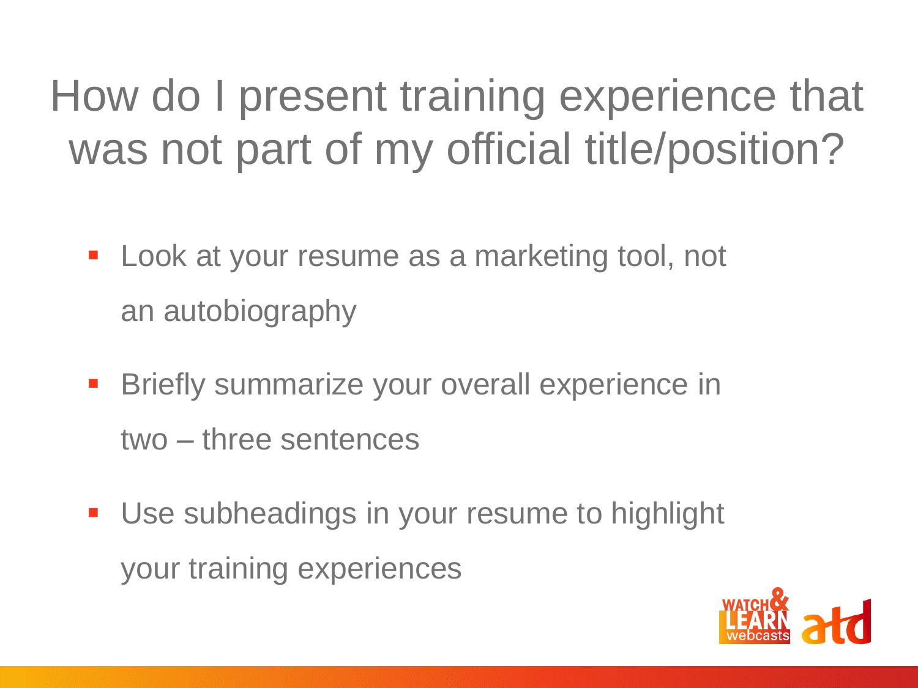# How do I present training experience that was not part of my official title/position?

- Look at your resume as a marketing tool, not an autobiography
- Briefly summarize your overall experience in two – three sentences
- Use subheadings in your resume to highlight your training experiences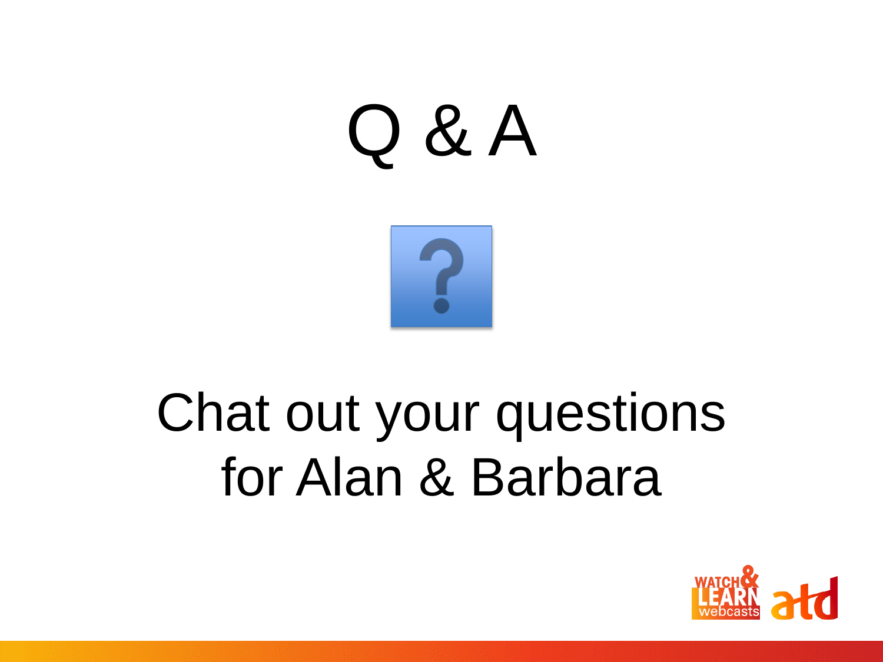# Q & A

Chat out your questions for Alan & Barbara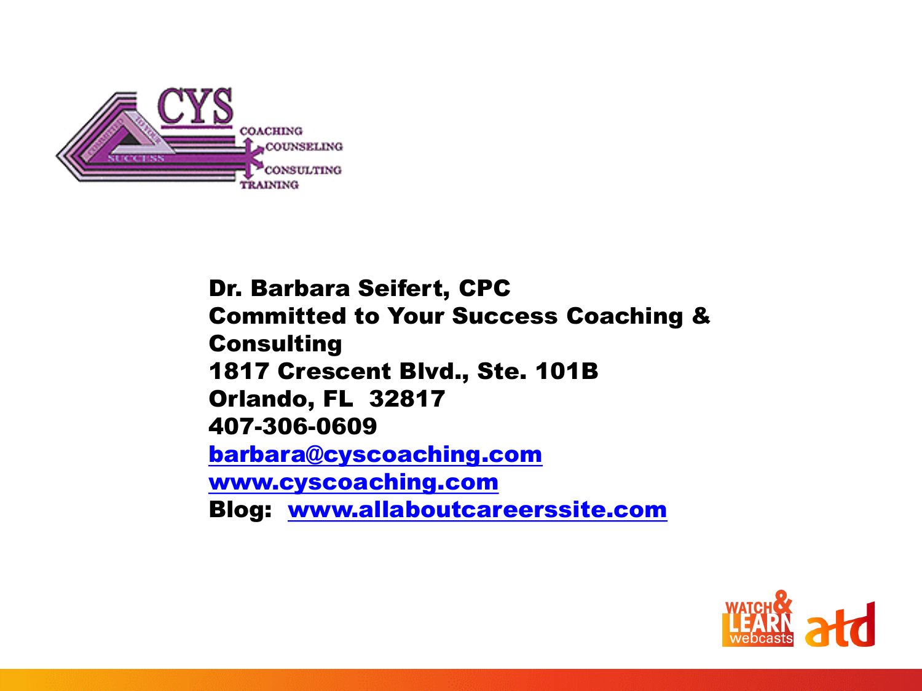**Dr. Barbara Seifert, CPC**
**Committed to Your Success Coaching & Consulting**
**1817 Crescent Blvd., Ste. 101B**
**Orlando, FL 32817**
**407-306-0609**
**barbara@cyscoaching.com**
**www.cyscoaching.com**
**Blog: www.allaboutcareerssite.com**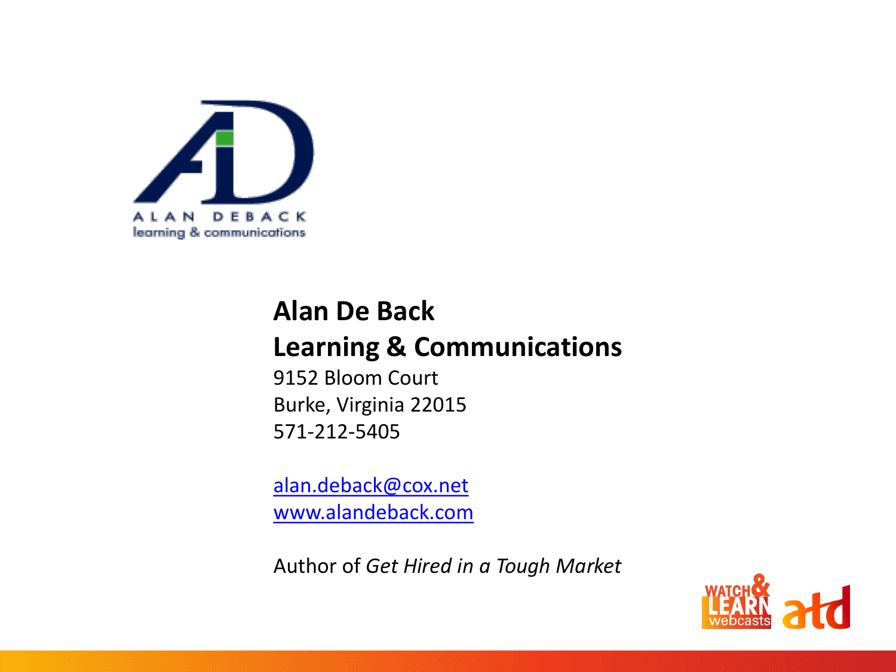ALAN DEBACK
learning & communications

**Alan De Back**
**Learning & Communications**
9152 Bloom Court
Burke, Virginia 22015
571-212-5405

alan.deback@cox.net
www.alandeback.com

Author of *Get Hired in a Tough Market*